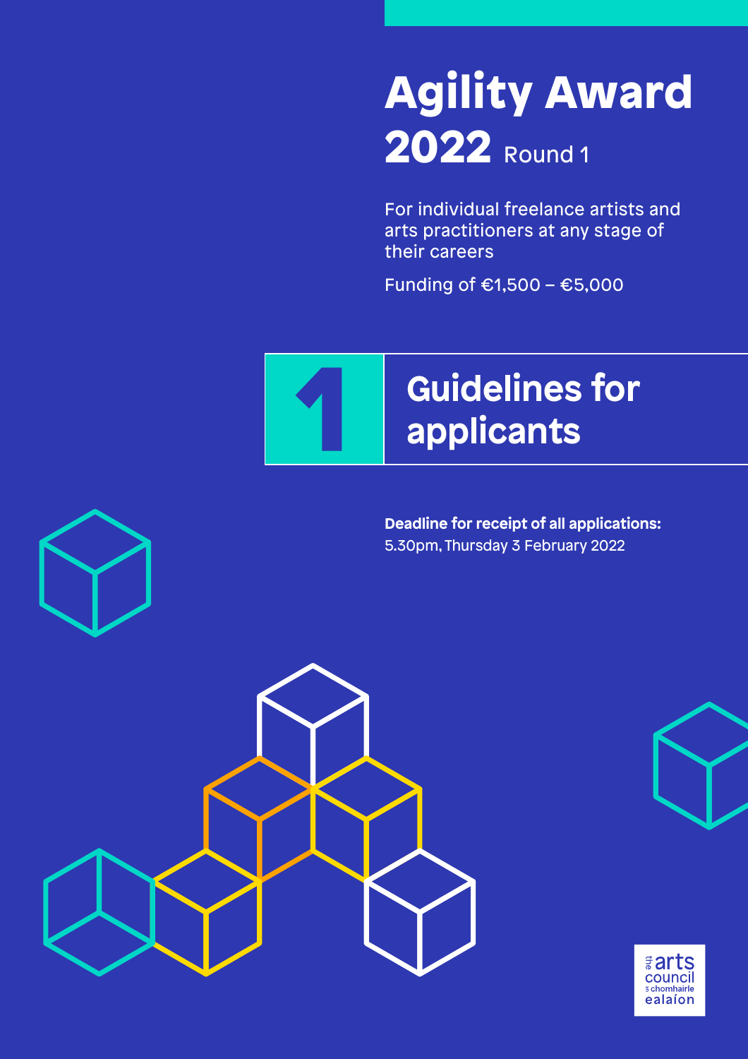# Agility Award 2022 Round 1

For individual freelance artists and arts practitioners at any stage of their careers

Funding of €1,500 – €5,000

## 1 Guidelines for applicants

**Deadline for receipt of all applications:**
5.30pm, Thursday 3 February 2022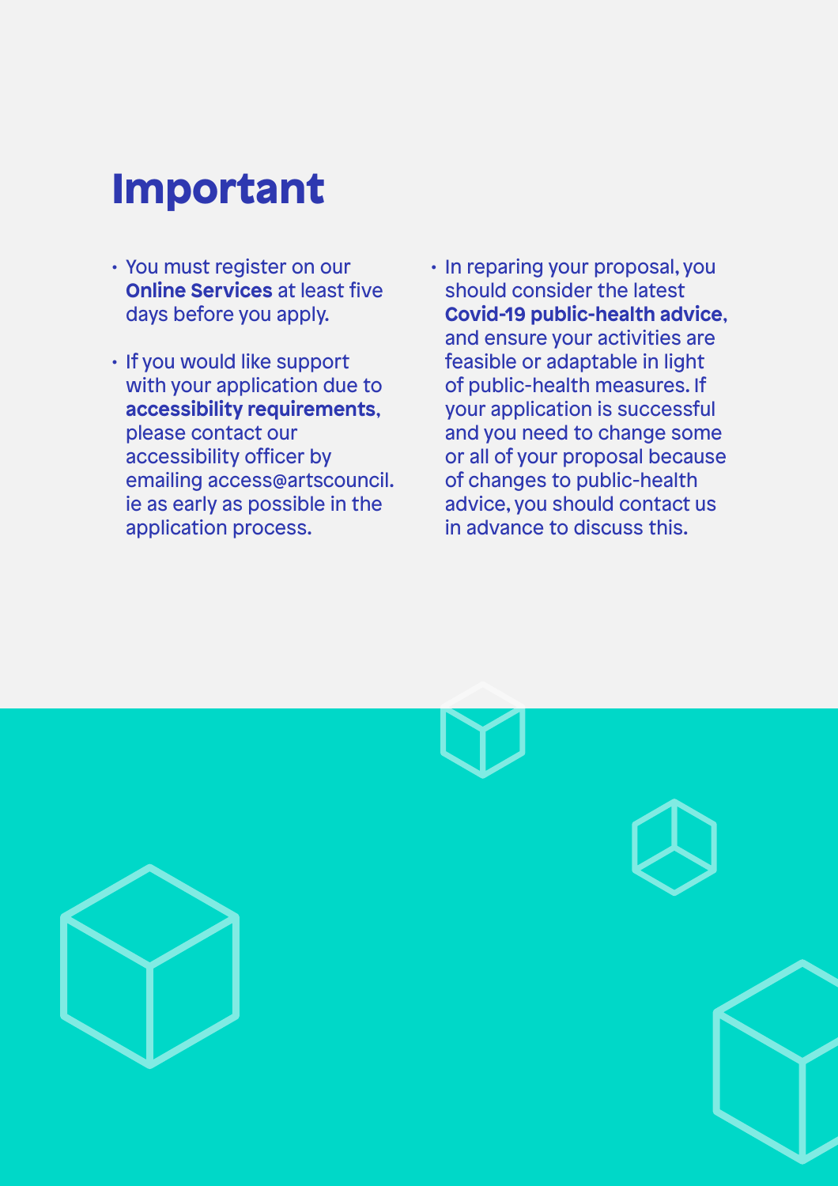# Important

- You must register on our **Online Services** at least five days before you apply.
- If you would like support with your application due to **accessibility requirements**, please contact our accessibility officer by emailing access@artscouncil.ie as early as possible in the application process.
- In reparing your proposal, you should consider the latest **Covid-19 public-health advice**, and ensure your activities are feasible or adaptable in light of public-health measures. If your application is successful and you need to change some or all of your proposal because of changes to public-health advice, you should contact us in advance to discuss this.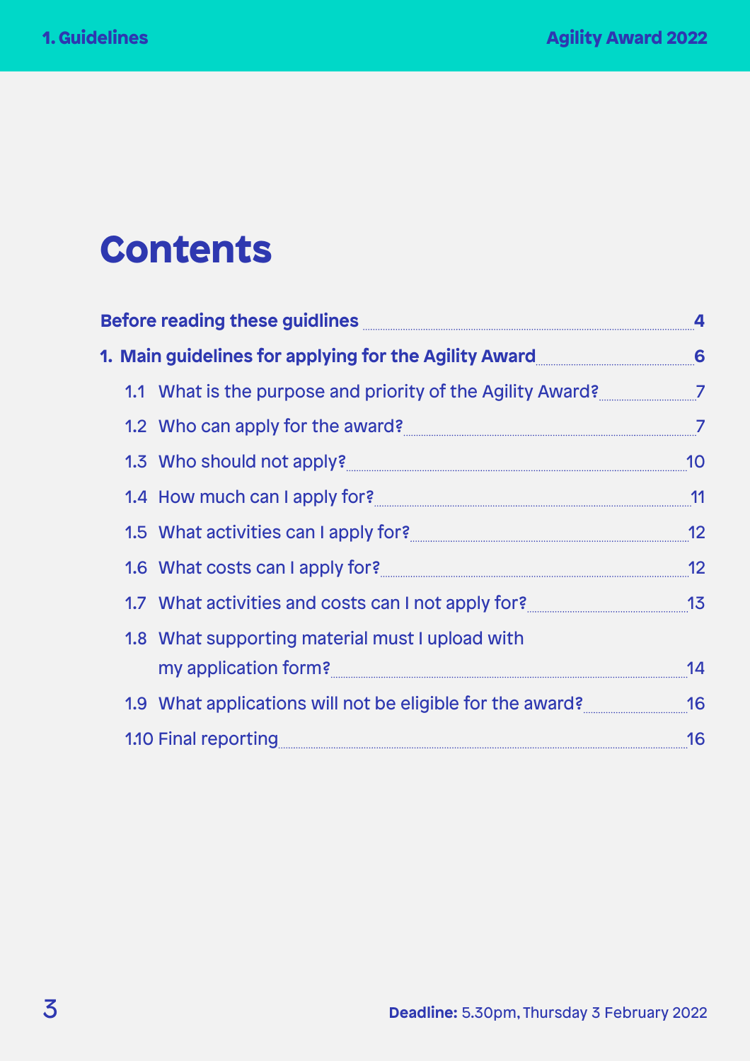# Contents

**Before reading these guidlines** .......... **4**

**1. Main guidelines for applying for the Agility Award** .......... **6**

- 1.1 What is the purpose and priority of the Agility Award? .......... 7
- 1.2 Who can apply for the award? .......... 7
- 1.3 Who should not apply? .......... 10
- 1.4 How much can I apply for? .......... 11
- 1.5 What activities can I apply for? .......... 12
- 1.6 What costs can I apply for? .......... 12
- 1.7 What activities and costs can I not apply for? .......... 13
- 1.8 What supporting material must I upload with my application form? .......... 14
- 1.9 What applications will not be eligible for the award? .......... 16
- 1.10 Final reporting .......... 16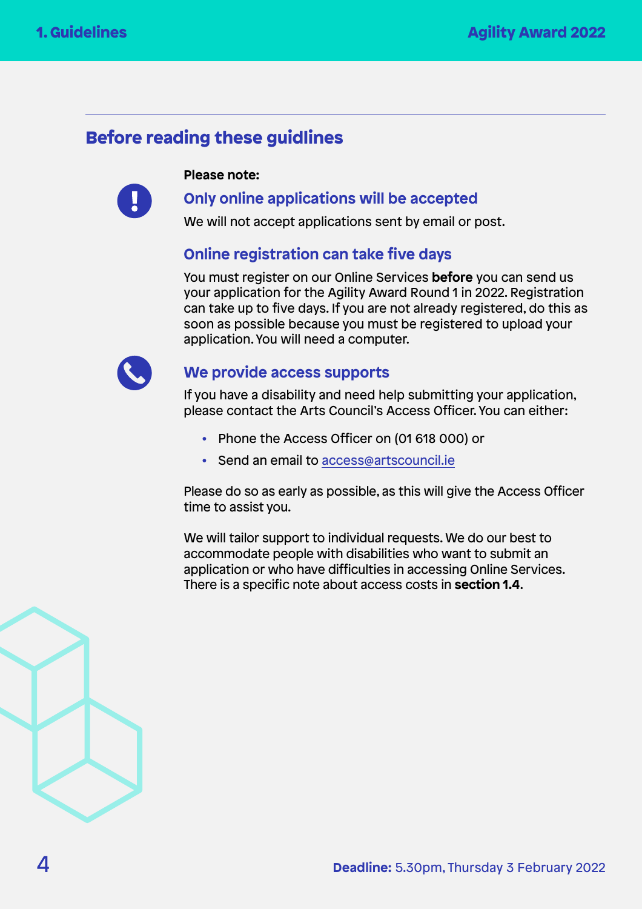## Before reading these guidlines

**Please note:**

### Only online applications will be accepted

We will not accept applications sent by email or post.

### Online registration can take five days

You must register on our Online Services **before** you can send us your application for the Agility Award Round 1 in 2022. Registration can take up to five days. If you are not already registered, do this as soon as possible because you must be registered to upload your application. You will need a computer.

### We provide access supports

If you have a disability and need help submitting your application, please contact the Arts Council's Access Officer. You can either:

- Phone the Access Officer on (01 618 000) or
- Send an email to access@artscouncil.ie

Please do so as early as possible, as this will give the Access Officer time to assist you.

We will tailor support to individual requests. We do our best to accommodate people with disabilities who want to submit an application or who have difficulties in accessing Online Services. There is a specific note about access costs in **section 1.4**.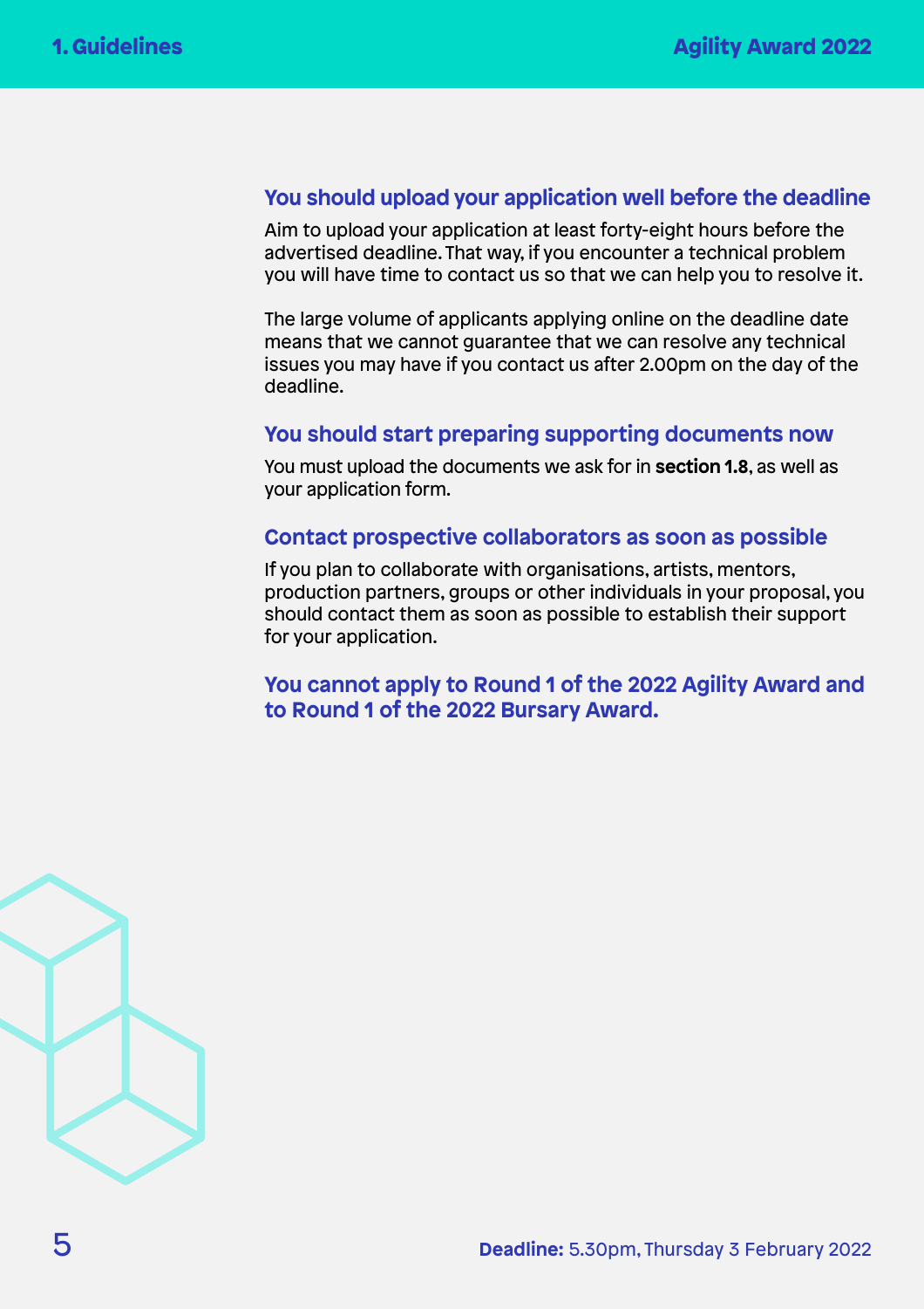### You should upload your application well before the deadline

Aim to upload your application at least forty-eight hours before the advertised deadline. That way, if you encounter a technical problem you will have time to contact us so that we can help you to resolve it.

The large volume of applicants applying online on the deadline date means that we cannot guarantee that we can resolve any technical issues you may have if you contact us after 2.00pm on the day of the deadline.

### You should start preparing supporting documents now

You must upload the documents we ask for in **section 1.8**, as well as your application form.

### Contact prospective collaborators as soon as possible

If you plan to collaborate with organisations, artists, mentors, production partners, groups or other individuals in your proposal, you should contact them as soon as possible to establish their support for your application.

### You cannot apply to Round 1 of the 2022 Agility Award and to Round 1 of the 2022 Bursary Award.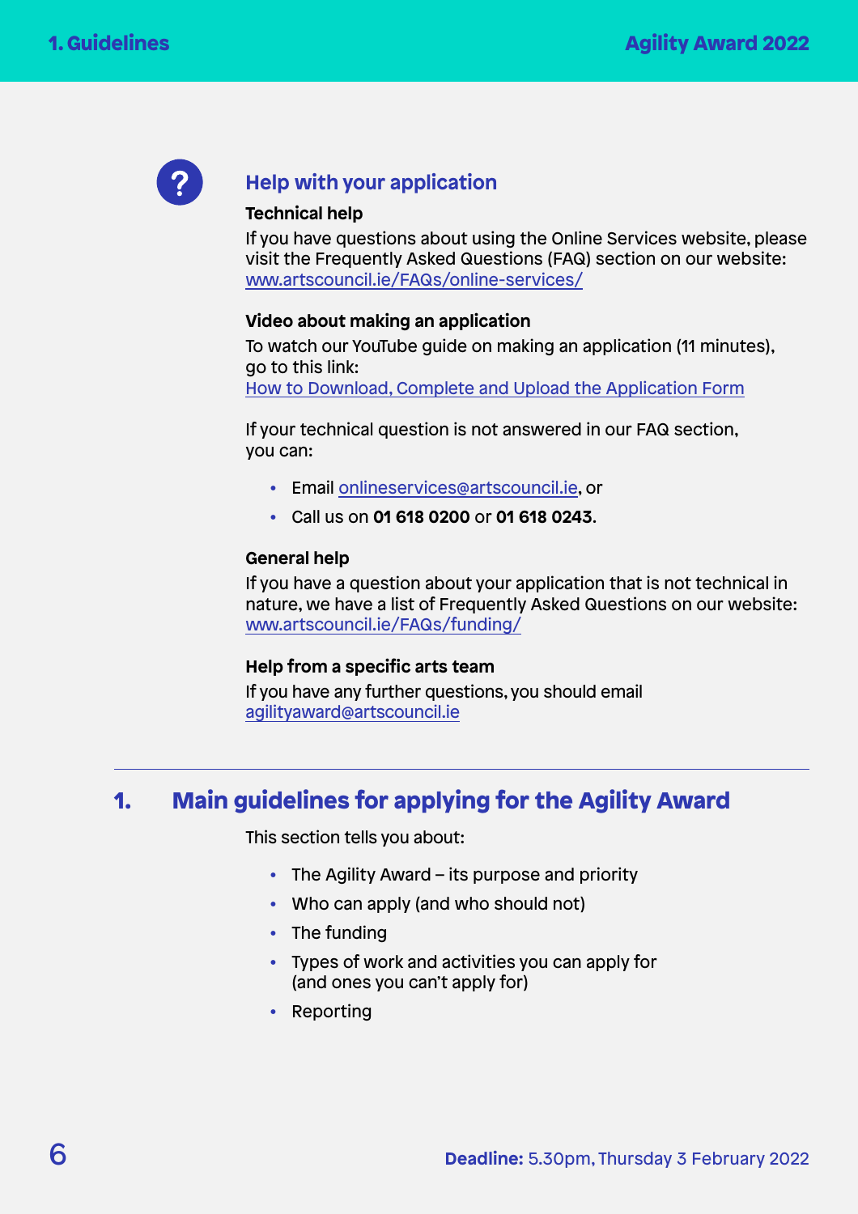## Help with your application

### Technical help

If you have questions about using the Online Services website, please visit the Frequently Asked Questions (FAQ) section on our website: www.artscouncil.ie/FAQs/online-services/

### Video about making an application

To watch our YouTube guide on making an application (11 minutes), go to this link:
How to Download, Complete and Upload the Application Form

If your technical question is not answered in our FAQ section, you can:

- Email onlineservices@artscouncil.ie, or
- Call us on **01 618 0200** or **01 618 0243**.

### General help

If you have a question about your application that is not technical in nature, we have a list of Frequently Asked Questions on our website: www.artscouncil.ie/FAQs/funding/

### Help from a specific arts team

If you have any further questions, you should email agilityaward@artscouncil.ie

---

## 1. Main guidelines for applying for the Agility Award

This section tells you about:

- The Agility Award – its purpose and priority
- Who can apply (and who should not)
- The funding
- Types of work and activities you can apply for (and ones you can't apply for)
- Reporting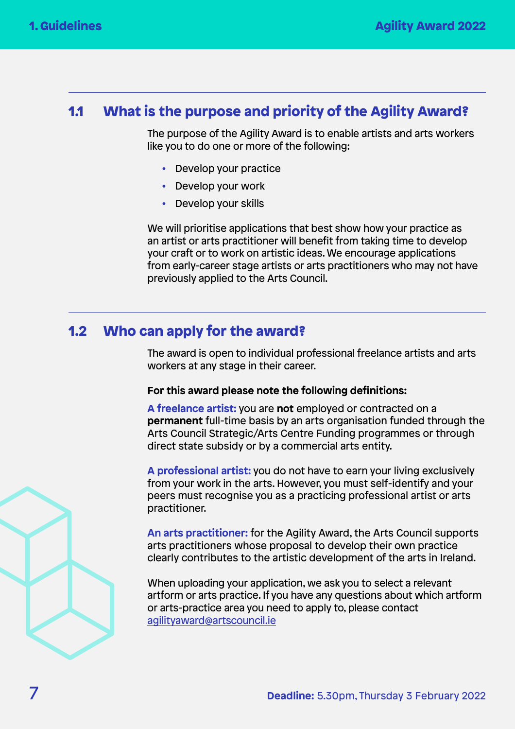## 1.1 What is the purpose and priority of the Agility Award?

The purpose of the Agility Award is to enable artists and arts workers like you to do one or more of the following:

- Develop your practice
- Develop your work
- Develop your skills

We will prioritise applications that best show how your practice as an artist or arts practitioner will benefit from taking time to develop your craft or to work on artistic ideas. We encourage applications from early-career stage artists or arts practitioners who may not have previously applied to the Arts Council.

## 1.2 Who can apply for the award?

The award is open to individual professional freelance artists and arts workers at any stage in their career.

**For this award please note the following definitions:**

**A freelance artist:** you are **not** employed or contracted on a **permanent** full-time basis by an arts organisation funded through the Arts Council Strategic/Arts Centre Funding programmes or through direct state subsidy or by a commercial arts entity.

**A professional artist:** you do not have to earn your living exclusively from your work in the arts. However, you must self-identify and your peers must recognise you as a practicing professional artist or arts practitioner.

**An arts practitioner:** for the Agility Award, the Arts Council supports arts practitioners whose proposal to develop their own practice clearly contributes to the artistic development of the arts in Ireland.

When uploading your application, we ask you to select a relevant artform or arts practice. If you have any questions about which artform or arts-practice area you need to apply to, please contact agilityaward@artscouncil.ie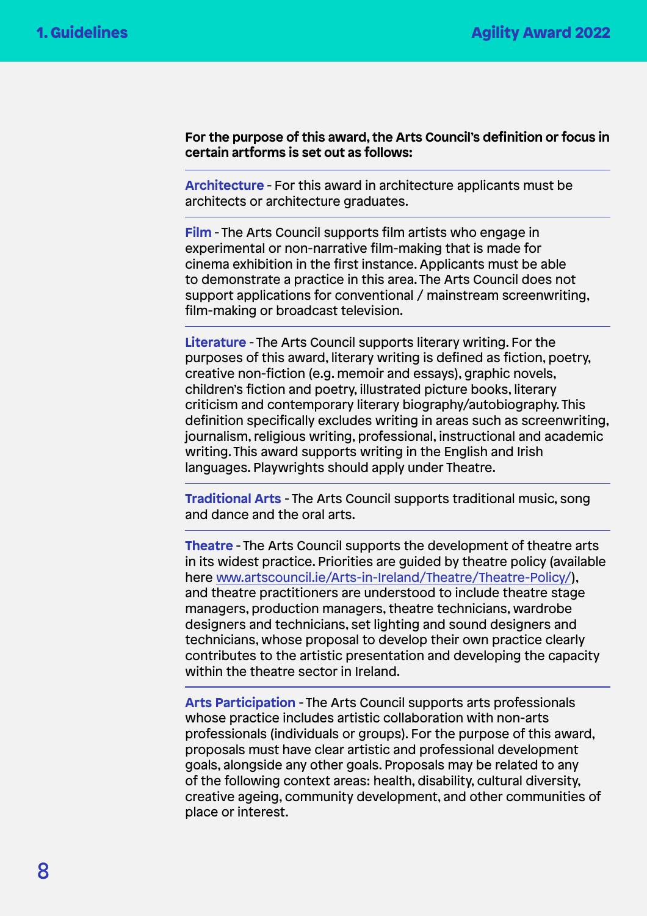**For the purpose of this award, the Arts Council's definition or focus in certain artforms is set out as follows:**

---

**Architecture** - For this award in architecture applicants must be architects or architecture graduates.

---

**Film** - The Arts Council supports film artists who engage in experimental or non-narrative film-making that is made for cinema exhibition in the first instance. Applicants must be able to demonstrate a practice in this area. The Arts Council does not support applications for conventional / mainstream screenwriting, film-making or broadcast television.

---

**Literature** - The Arts Council supports literary writing. For the purposes of this award, literary writing is defined as fiction, poetry, creative non-fiction (e.g. memoir and essays), graphic novels, children's fiction and poetry, illustrated picture books, literary criticism and contemporary literary biography/autobiography. This definition specifically excludes writing in areas such as screenwriting, journalism, religious writing, professional, instructional and academic writing. This award supports writing in the English and Irish languages. Playwrights should apply under Theatre.

---

**Traditional Arts** - The Arts Council supports traditional music, song and dance and the oral arts.

---

**Theatre** - The Arts Council supports the development of theatre arts in its widest practice. Priorities are guided by theatre policy (available here [www.artscouncil.ie/Arts-in-Ireland/Theatre/Theatre-Policy/](http://www.artscouncil.ie/Arts-in-Ireland/Theatre/Theatre-Policy/)), and theatre practitioners are understood to include theatre stage managers, production managers, theatre technicians, wardrobe designers and technicians, set lighting and sound designers and technicians, whose proposal to develop their own practice clearly contributes to the artistic presentation and developing the capacity within the theatre sector in Ireland.

---

**Arts Participation** - The Arts Council supports arts professionals whose practice includes artistic collaboration with non-arts professionals (individuals or groups). For the purpose of this award, proposals must have clear artistic and professional development goals, alongside any other goals. Proposals may be related to any of the following context areas: health, disability, cultural diversity, creative ageing, community development, and other communities of place or interest.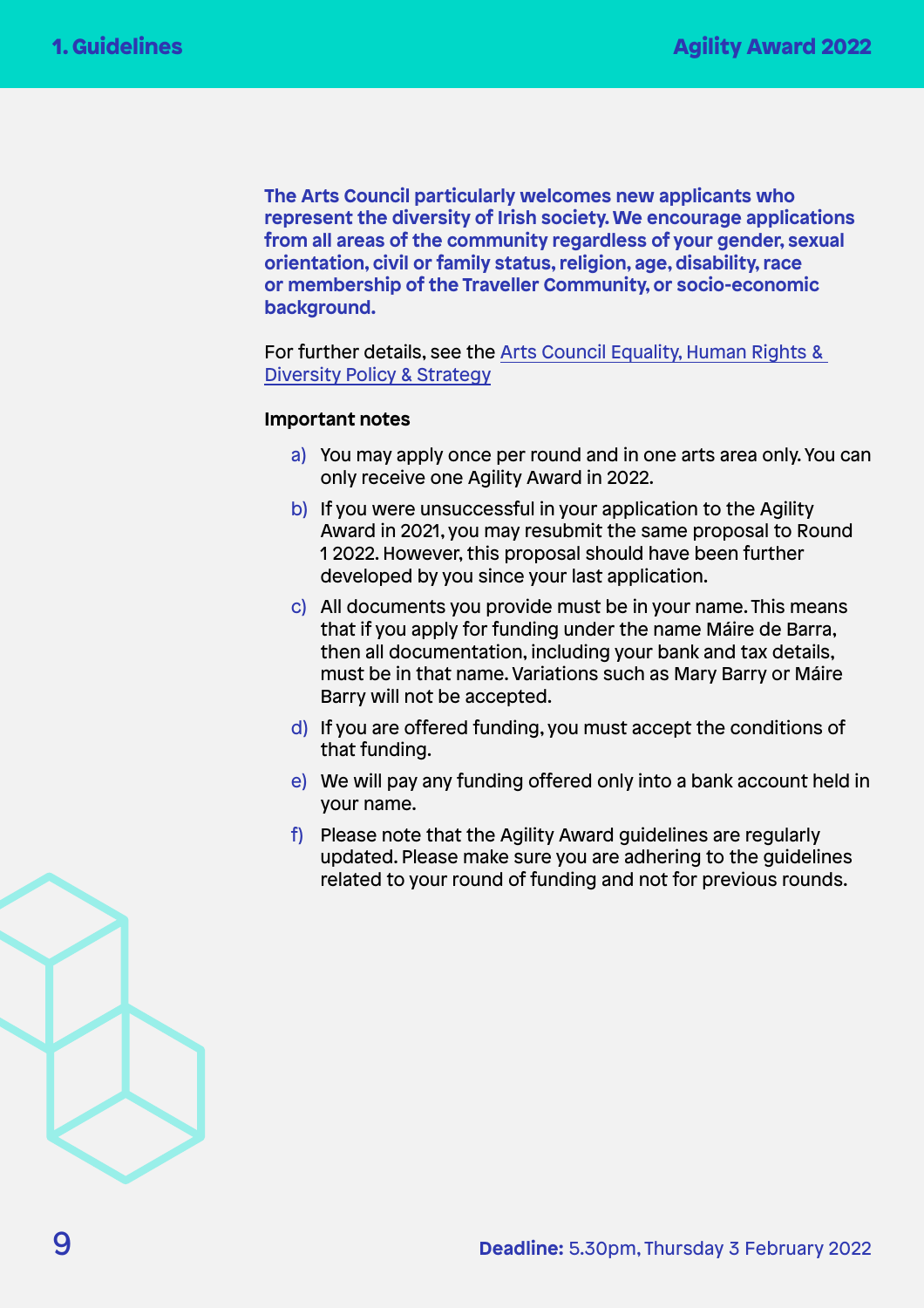**The Arts Council particularly welcomes new applicants who represent the diversity of Irish society. We encourage applications from all areas of the community regardless of your gender, sexual orientation, civil or family status, religion, age, disability, race or membership of the Traveller Community, or socio-economic background.**

For further details, see the Arts Council Equality, Human Rights & Diversity Policy & Strategy

**Important notes**

a) You may apply once per round and in one arts area only. You can only receive one Agility Award in 2022.

b) If you were unsuccessful in your application to the Agility Award in 2021, you may resubmit the same proposal to Round 1 2022. However, this proposal should have been further developed by you since your last application.

c) All documents you provide must be in your name. This means that if you apply for funding under the name Máire de Barra, then all documentation, including your bank and tax details, must be in that name. Variations such as Mary Barry or Máire Barry will not be accepted.

d) If you are offered funding, you must accept the conditions of that funding.

e) We will pay any funding offered only into a bank account held in your name.

f) Please note that the Agility Award guidelines are regularly updated. Please make sure you are adhering to the guidelines related to your round of funding and not for previous rounds.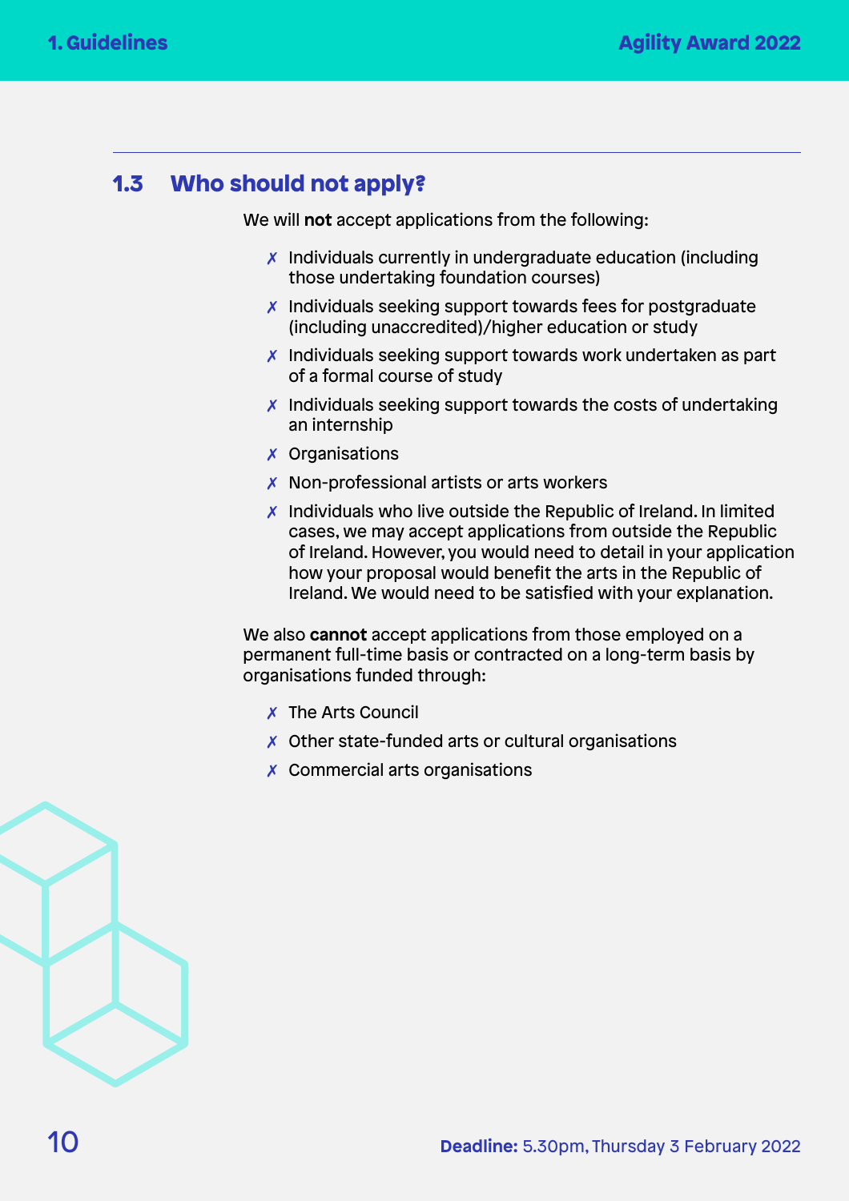## 1.3 Who should not apply?

We will **not** accept applications from the following:

- ✗ Individuals currently in undergraduate education (including those undertaking foundation courses)
- ✗ Individuals seeking support towards fees for postgraduate (including unaccredited)/higher education or study
- ✗ Individuals seeking support towards work undertaken as part of a formal course of study
- ✗ Individuals seeking support towards the costs of undertaking an internship
- ✗ Organisations
- ✗ Non-professional artists or arts workers
- ✗ Individuals who live outside the Republic of Ireland. In limited cases, we may accept applications from outside the Republic of Ireland. However, you would need to detail in your application how your proposal would benefit the arts in the Republic of Ireland. We would need to be satisfied with your explanation.

We also **cannot** accept applications from those employed on a permanent full-time basis or contracted on a long-term basis by organisations funded through:

- ✗ The Arts Council
- ✗ Other state-funded arts or cultural organisations
- ✗ Commercial arts organisations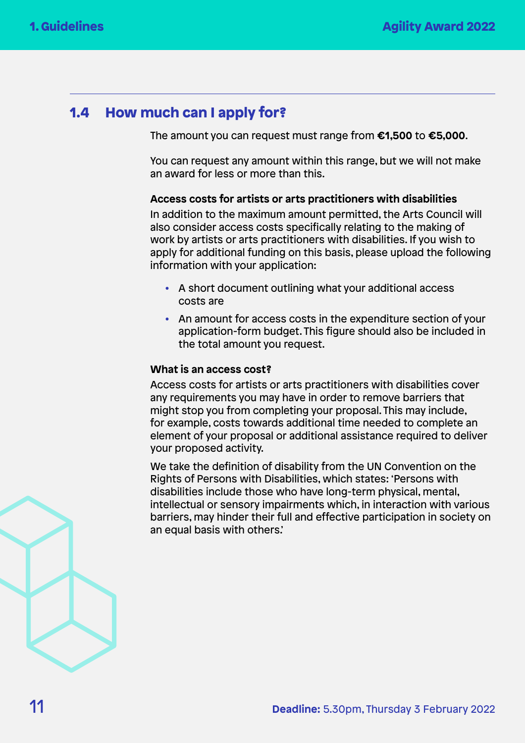## 1.4 How much can I apply for?

The amount you can request must range from **€1,500** to **€5,000**.

You can request any amount within this range, but we will not make an award for less or more than this.

**Access costs for artists or arts practitioners with disabilities**

In addition to the maximum amount permitted, the Arts Council will also consider access costs specifically relating to the making of work by artists or arts practitioners with disabilities. If you wish to apply for additional funding on this basis, please upload the following information with your application:

- A short document outlining what your additional access costs are
- An amount for access costs in the expenditure section of your application-form budget. This figure should also be included in the total amount you request.

**What is an access cost?**

Access costs for artists or arts practitioners with disabilities cover any requirements you may have in order to remove barriers that might stop you from completing your proposal. This may include, for example, costs towards additional time needed to complete an element of your proposal or additional assistance required to deliver your proposed activity.

We take the definition of disability from the UN Convention on the Rights of Persons with Disabilities, which states: 'Persons with disabilities include those who have long-term physical, mental, intellectual or sensory impairments which, in interaction with various barriers, may hinder their full and effective participation in society on an equal basis with others.'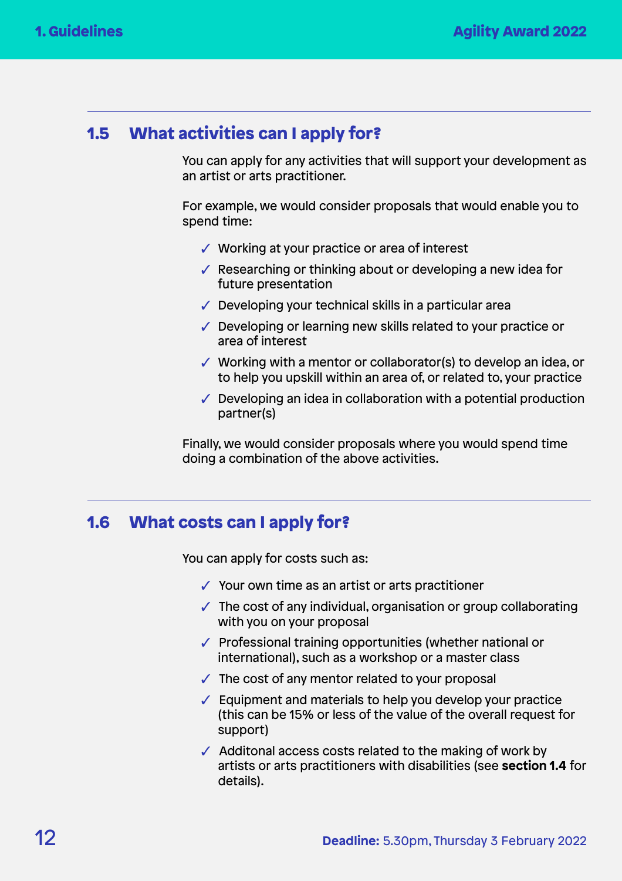## 1.5 What activities can I apply for?

You can apply for any activities that will support your development as an artist or arts practitioner.

For example, we would consider proposals that would enable you to spend time:

- ✓ Working at your practice or area of interest
- ✓ Researching or thinking about or developing a new idea for future presentation
- ✓ Developing your technical skills in a particular area
- ✓ Developing or learning new skills related to your practice or area of interest
- ✓ Working with a mentor or collaborator(s) to develop an idea, or to help you upskill within an area of, or related to, your practice
- ✓ Developing an idea in collaboration with a potential production partner(s)

Finally, we would consider proposals where you would spend time doing a combination of the above activities.

## 1.6 What costs can I apply for?

You can apply for costs such as:

- ✓ Your own time as an artist or arts practitioner
- ✓ The cost of any individual, organisation or group collaborating with you on your proposal
- ✓ Professional training opportunities (whether national or international), such as a workshop or a master class
- ✓ The cost of any mentor related to your proposal
- ✓ Equipment and materials to help you develop your practice (this can be 15% or less of the value of the overall request for support)
- ✓ Additonal access costs related to the making of work by artists or arts practitioners with disabilities (see **section 1.4** for details).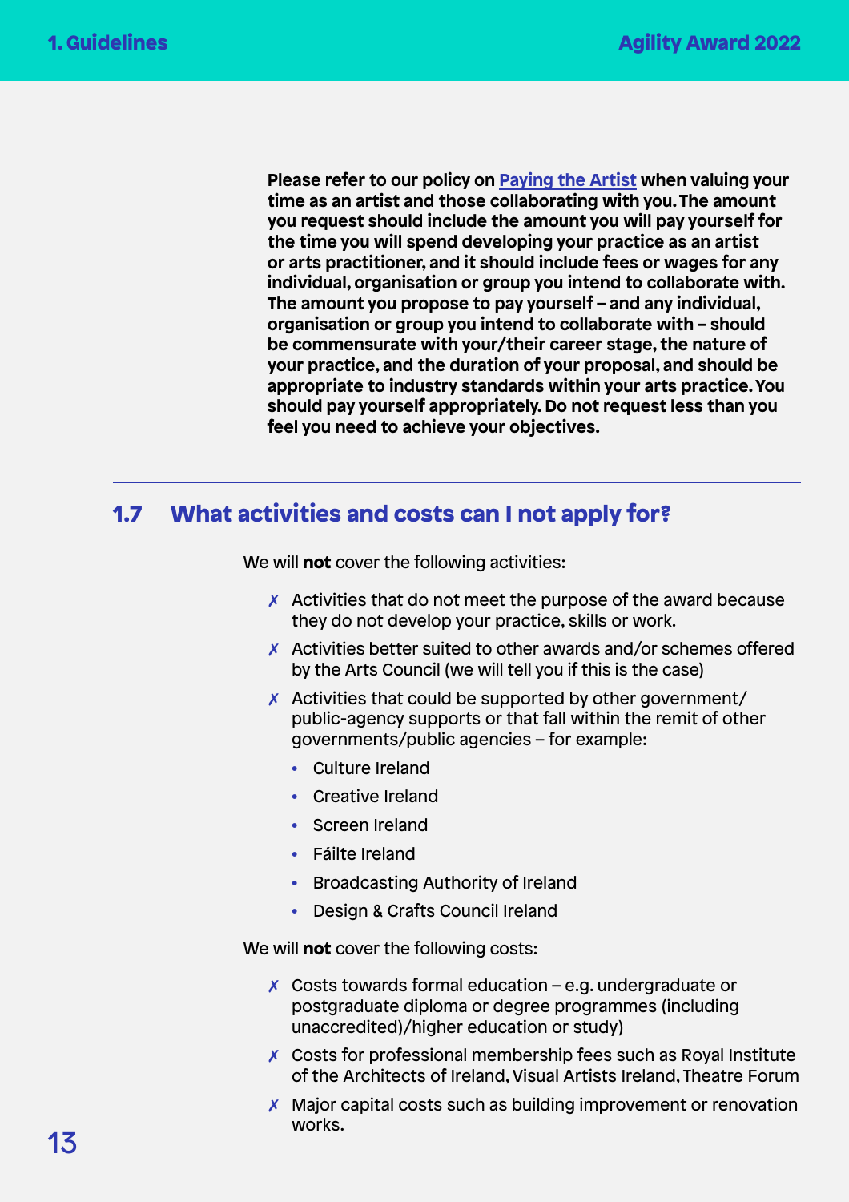**Please refer to our policy on [Paying the Artist] when valuing your time as an artist and those collaborating with you. The amount you request should include the amount you will pay yourself for the time you will spend developing your practice as an artist or arts practitioner, and it should include fees or wages for any individual, organisation or group you intend to collaborate with. The amount you propose to pay yourself – and any individual, organisation or group you intend to collaborate with – should be commensurate with your/their career stage, the nature of your practice, and the duration of your proposal, and should be appropriate to industry standards within your arts practice. You should pay yourself appropriately. Do not request less than you feel you need to achieve your objectives.**

## 1.7 What activities and costs can I not apply for?

We will **not** cover the following activities:

- ✗ Activities that do not meet the purpose of the award because they do not develop your practice, skills or work.
- ✗ Activities better suited to other awards and/or schemes offered by the Arts Council (we will tell you if this is the case)
- ✗ Activities that could be supported by other government/ public-agency supports or that fall within the remit of other governments/public agencies – for example:
  - Culture Ireland
  - Creative Ireland
  - Screen Ireland
  - Fáilte Ireland
  - Broadcasting Authority of Ireland
  - Design & Crafts Council Ireland

We will **not** cover the following costs:

- ✗ Costs towards formal education – e.g. undergraduate or postgraduate diploma or degree programmes (including unaccredited)/higher education or study)
- ✗ Costs for professional membership fees such as Royal Institute of the Architects of Ireland, Visual Artists Ireland, Theatre Forum
- ✗ Major capital costs such as building improvement or renovation works.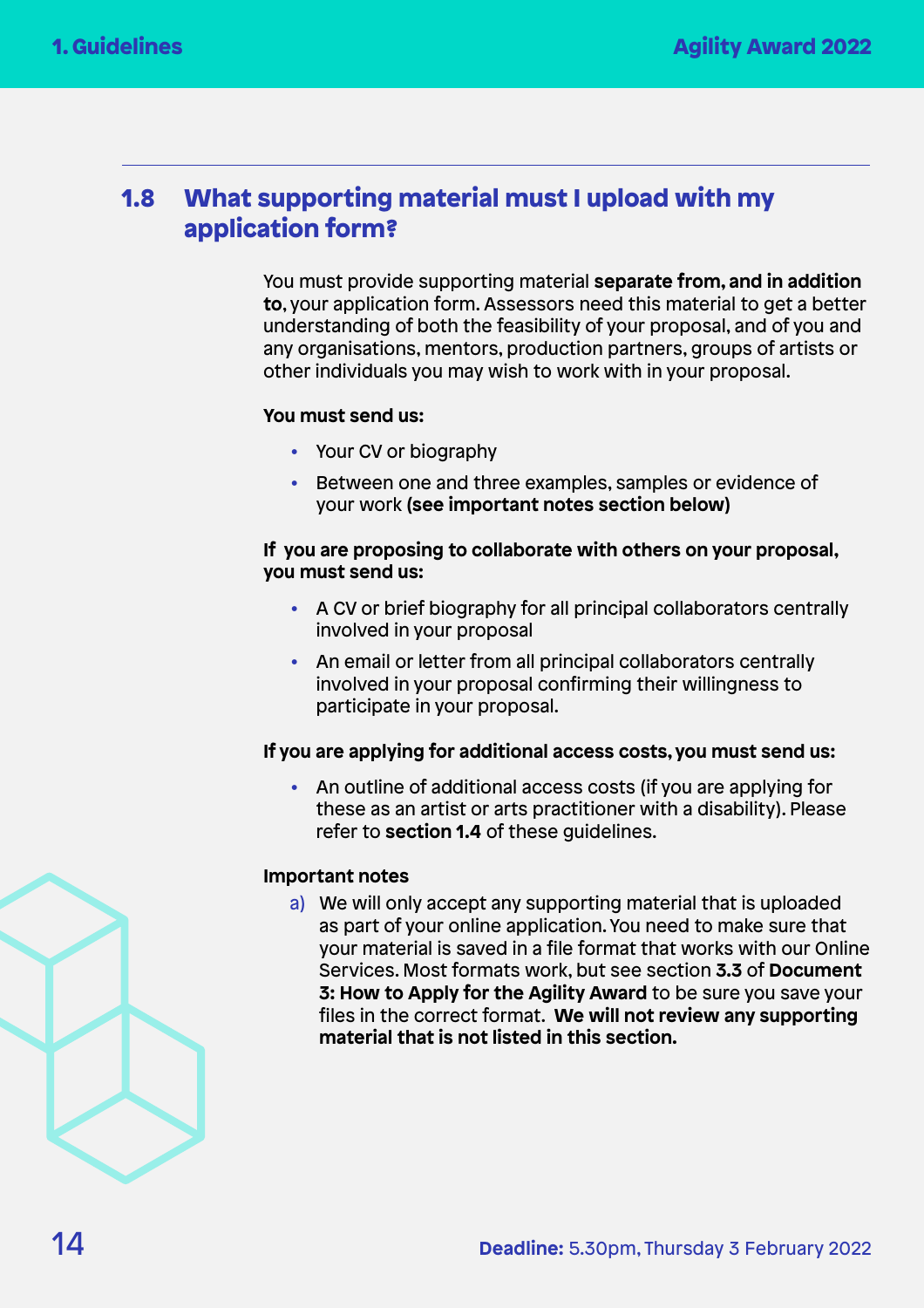## 1.8 What supporting material must I upload with my application form?

You must provide supporting material **separate from, and in addition to**, your application form. Assessors need this material to get a better understanding of both the feasibility of your proposal, and of you and any organisations, mentors, production partners, groups of artists or other individuals you may wish to work with in your proposal.

**You must send us:**

- Your CV or biography
- Between one and three examples, samples or evidence of your work **(see important notes section below)**

**If you are proposing to collaborate with others on your proposal, you must send us:**

- A CV or brief biography for all principal collaborators centrally involved in your proposal
- An email or letter from all principal collaborators centrally involved in your proposal confirming their willingness to participate in your proposal.

**If you are applying for additional access costs, you must send us:**

- An outline of additional access costs (if you are applying for these as an artist or arts practitioner with a disability). Please refer to **section 1.4** of these guidelines.

**Important notes**

a) We will only accept any supporting material that is uploaded as part of your online application. You need to make sure that your material is saved in a file format that works with our Online Services. Most formats work, but see section **3.3** of **Document 3: How to Apply for the Agility Award** to be sure you save your files in the correct format. **We will not review any supporting material that is not listed in this section.**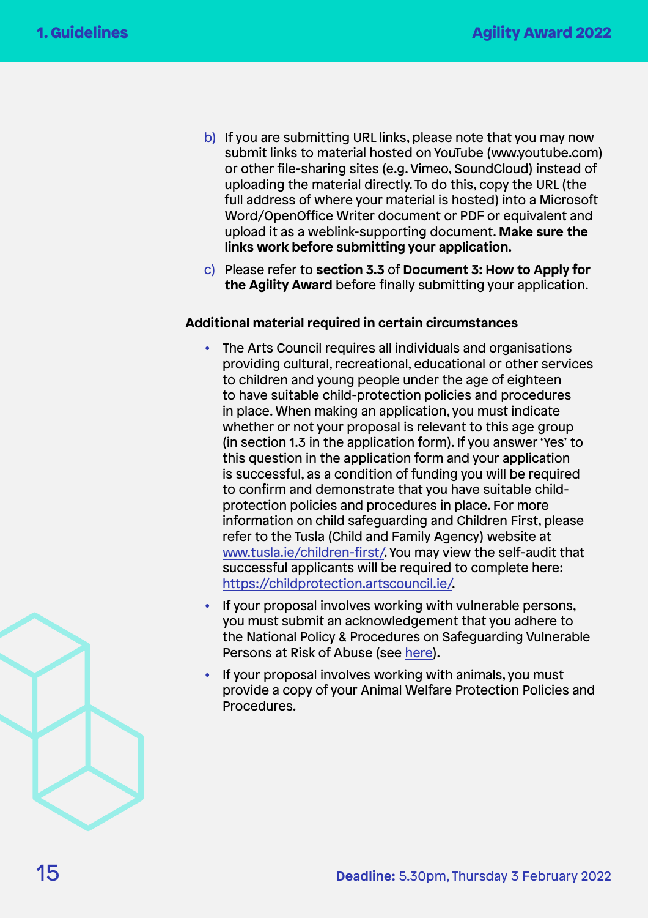b) If you are submitting URL links, please note that you may now submit links to material hosted on YouTube (www.youtube.com) or other file-sharing sites (e.g. Vimeo, SoundCloud) instead of uploading the material directly. To do this, copy the URL (the full address of where your material is hosted) into a Microsoft Word/OpenOffice Writer document or PDF or equivalent and upload it as a weblink-supporting document. **Make sure the links work before submitting your application.**

c) Please refer to **section 3.3** of **Document 3: How to Apply for the Agility Award** before finally submitting your application.

**Additional material required in certain circumstances**

- The Arts Council requires all individuals and organisations providing cultural, recreational, educational or other services to children and young people under the age of eighteen to have suitable child-protection policies and procedures in place. When making an application, you must indicate whether or not your proposal is relevant to this age group (in section 1.3 in the application form). If you answer 'Yes' to this question in the application form and your application is successful, as a condition of funding you will be required to confirm and demonstrate that you have suitable child-protection policies and procedures in place. For more information on child safeguarding and Children First, please refer to the Tusla (Child and Family Agency) website at www.tusla.ie/children-first/. You may view the self-audit that successful applicants will be required to complete here: https://childprotection.artscouncil.ie/.
- If your proposal involves working with vulnerable persons, you must submit an acknowledgement that you adhere to the National Policy & Procedures on Safeguarding Vulnerable Persons at Risk of Abuse (see here).
- If your proposal involves working with animals, you must provide a copy of your Animal Welfare Protection Policies and Procedures.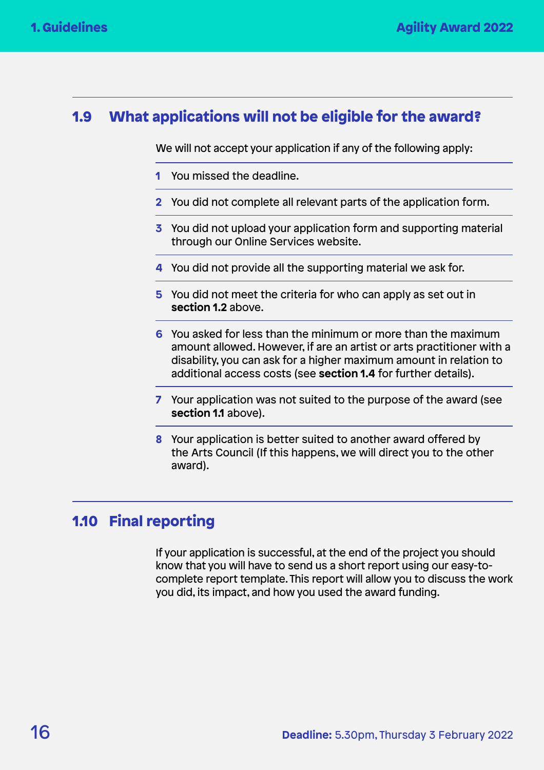## 1.9 What applications will not be eligible for the award?

We will not accept your application if any of the following apply:

1. You missed the deadline.
2. You did not complete all relevant parts of the application form.
3. You did not upload your application form and supporting material through our Online Services website.
4. You did not provide all the supporting material we ask for.
5. You did not meet the criteria for who can apply as set out in **section 1.2** above.
6. You asked for less than the minimum or more than the maximum amount allowed. However, if are an artist or arts practitioner with a disability, you can ask for a higher maximum amount in relation to additional access costs (see **section 1.4** for further details).
7. Your application was not suited to the purpose of the award (see **section 1.1** above).
8. Your application is better suited to another award offered by the Arts Council (If this happens, we will direct you to the other award).

## 1.10 Final reporting

If your application is successful, at the end of the project you should know that you will have to send us a short report using our easy-to-complete report template. This report will allow you to discuss the work you did, its impact, and how you used the award funding.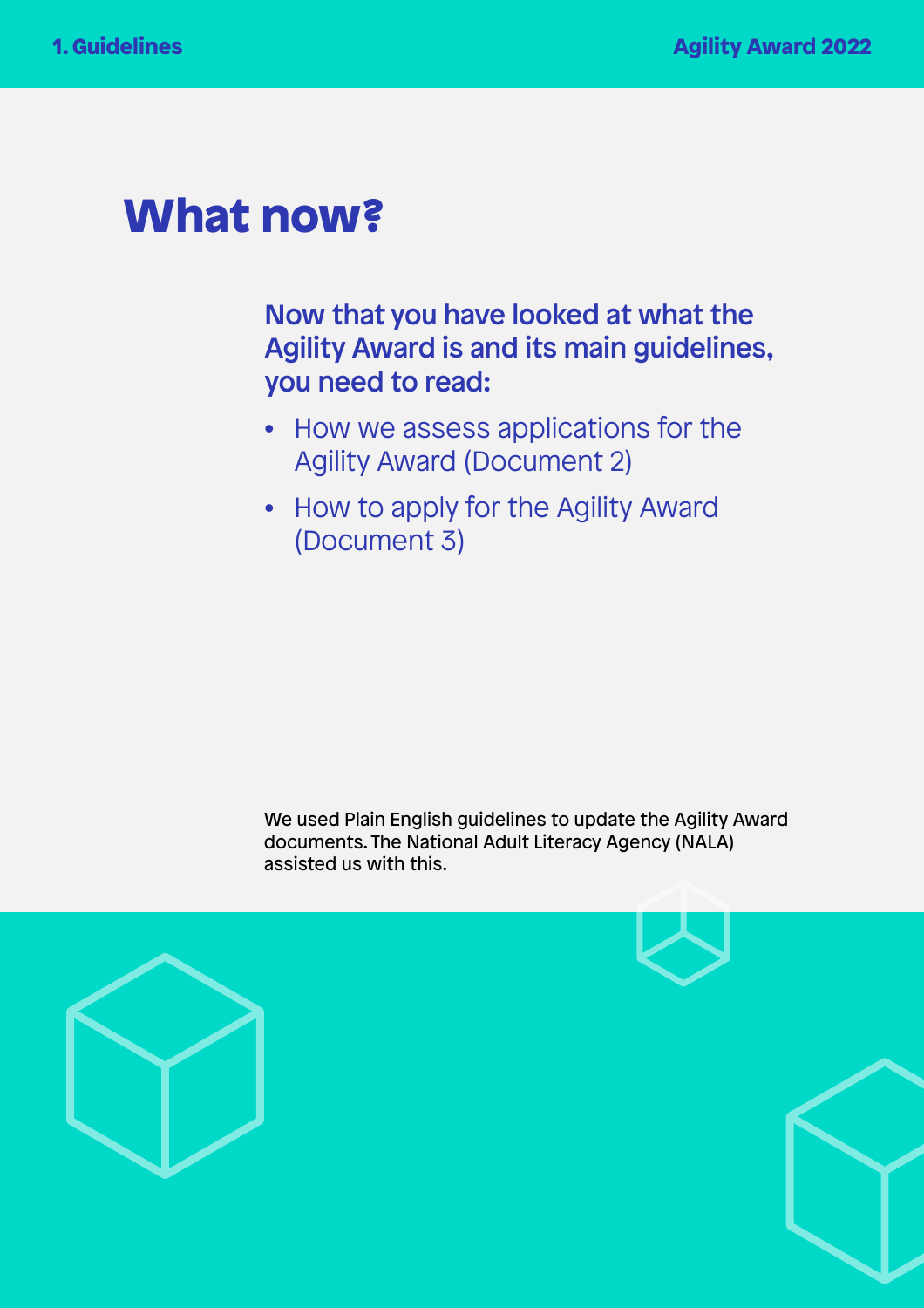# What now?

**Now that you have looked at what the Agility Award is and its main guidelines, you need to read:**

- How we assess applications for the Agility Award (Document 2)
- How to apply for the Agility Award (Document 3)

We used Plain English guidelines to update the Agility Award documents. The National Adult Literacy Agency (NALA) assisted us with this.